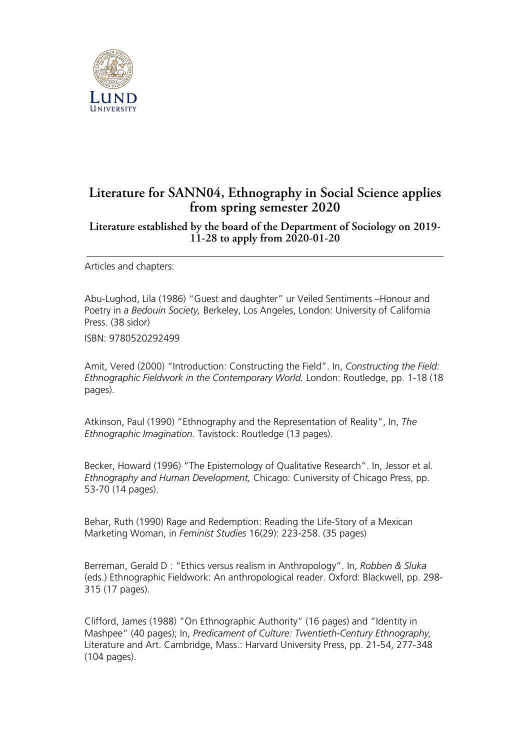# Literature for SANN04, Ethnography in Social Science applies from spring semester 2020

## Literature established by the board of the Department of Sociology on 2019-11-28 to apply from 2020-01-20

Articles and chapters:

Abu-Lughod, Lila (1986) "Guest and daughter" ur Veiled Sentiments –Honour and Poetry in *a Bedouin Society,* Berkeley, Los Angeles, London: University of California Press. (38 sidor)

ISBN: 9780520292499

Amit, Vered (2000) "Introduction: Constructing the Field". In, *Constructing the Field: Ethnographic Fieldwork in the Contemporary World.* London: Routledge, pp. 1-18 (18 pages).

Atkinson, Paul (1990) "Ethnography and the Representation of Reality", In, *The Ethnographic Imagination.* Tavistock: Routledge (13 pages).

Becker, Howard (1996) "The Epistemology of Qualitative Research". In, Jessor et al. *Ethnography and Human Development,* Chicago: Cuniversity of Chicago Press, pp. 53-70 (14 pages).

Behar, Ruth (1990) Rage and Redemption: Reading the Life-Story of a Mexican Marketing Woman, in *Feminist Studies* 16(29): 223-258. (35 pages)

Berreman, Gerald D : "Ethics versus realism in Anthropology". In, *Robben & Sluka* (eds.) Ethnographic Fieldwork: An anthropological reader. Oxford: Blackwell, pp. 298-315 (17 pages).

Clifford, James (1988) "On Ethnographic Authority" (16 pages) and "Identity in Mashpee" (40 pages); In, *Predicament of Culture: Twentieth-Century Ethnography,* Literature and Art. Cambridge, Mass.: Harvard University Press, pp. 21-54, 277-348 (104 pages).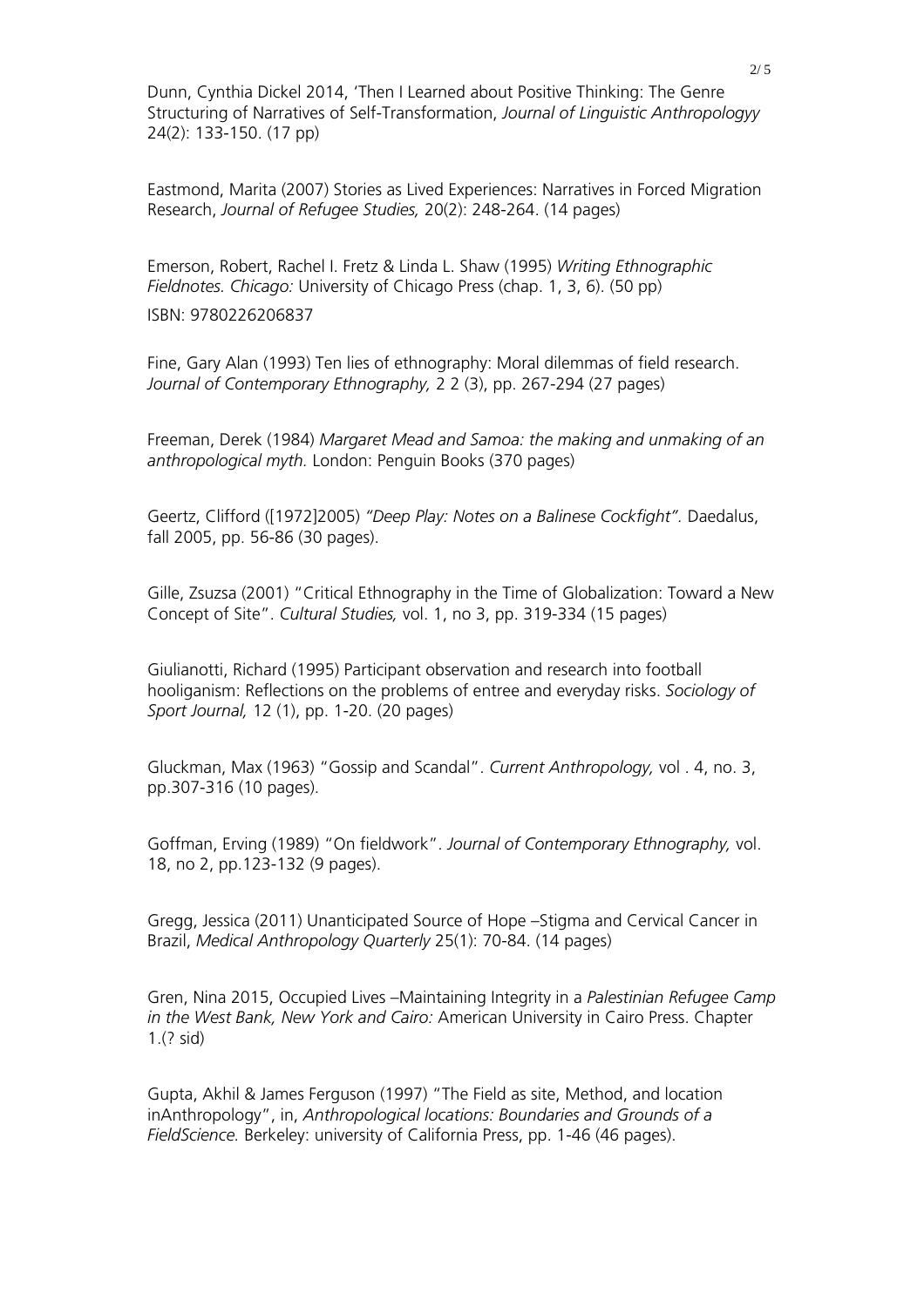Dunn, Cynthia Dickel 2014, 'Then I Learned about Positive Thinking: The Genre Structuring of Narratives of Self-Transformation, *Journal of Linguistic Anthropologyy* 24(2): 133-150. (17 pp)

Eastmond, Marita (2007) Stories as Lived Experiences: Narratives in Forced Migration Research, *Journal of Refugee Studies,* 20(2): 248-264. (14 pages)

Emerson, Robert, Rachel I. Fretz & Linda L. Shaw (1995) *Writing Ethnographic Fieldnotes. Chicago:* University of Chicago Press (chap. 1, 3, 6). (50 pp)
ISBN: 9780226206837

Fine, Gary Alan (1993) Ten lies of ethnography: Moral dilemmas of field research. *Journal of Contemporary Ethnography,* 2 2 (3), pp. 267-294 (27 pages)

Freeman, Derek (1984) *Margaret Mead and Samoa: the making and unmaking of an anthropological myth.* London: Penguin Books (370 pages)

Geertz, Clifford ([1972]2005) *"Deep Play: Notes on a Balinese Cockfight".* Daedalus, fall 2005, pp. 56-86 (30 pages).

Gille, Zsuzsa (2001) "Critical Ethnography in the Time of Globalization: Toward a New Concept of Site". *Cultural Studies,* vol. 1, no 3, pp. 319-334 (15 pages)

Giulianotti, Richard (1995) Participant observation and research into football hooliganism: Reflections on the problems of entree and everyday risks. *Sociology of Sport Journal,* 12 (1), pp. 1-20. (20 pages)

Gluckman, Max (1963) "Gossip and Scandal". *Current Anthropology,* vol . 4, no. 3, pp.307-316 (10 pages).

Goffman, Erving (1989) "On fieldwork". *Journal of Contemporary Ethnography,* vol. 18, no 2, pp.123-132 (9 pages).

Gregg, Jessica (2011) Unanticipated Source of Hope –Stigma and Cervical Cancer in Brazil, *Medical Anthropology Quarterly* 25(1): 70-84. (14 pages)

Gren, Nina 2015, Occupied Lives –Maintaining Integrity in a *Palestinian Refugee Camp in the West Bank, New York and Cairo:* American University in Cairo Press. Chapter 1.(? sid)

Gupta, Akhil & James Ferguson (1997) "The Field as site, Method, and location inAnthropology", in, *Anthropological locations: Boundaries and Grounds of a FieldScience.* Berkeley: university of California Press, pp. 1-46 (46 pages).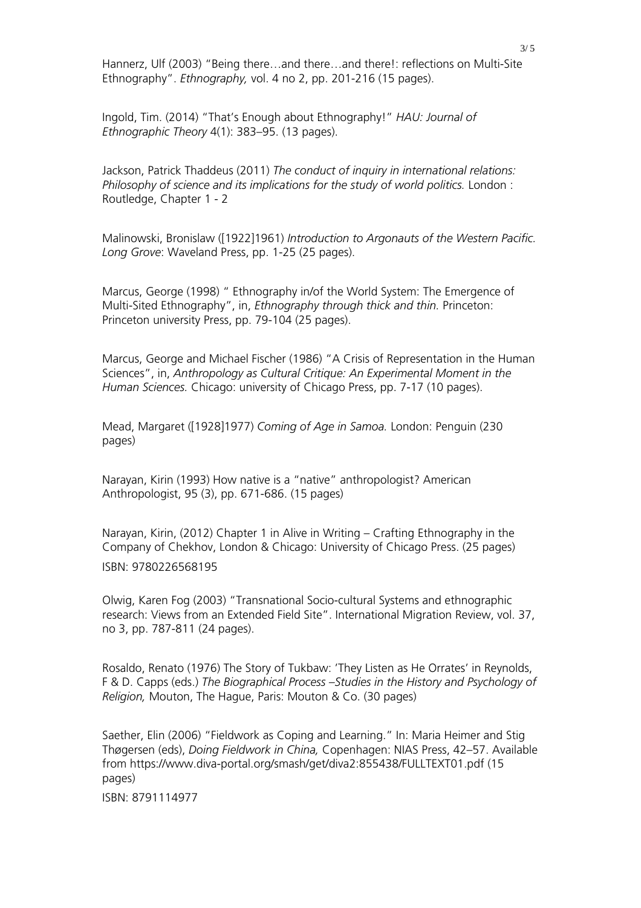Hannerz, Ulf (2003) "Being there…and there…and there!: reflections on Multi-Site Ethnography". *Ethnography,* vol. 4 no 2, pp. 201-216 (15 pages).

Ingold, Tim. (2014) "That's Enough about Ethnography!" *HAU: Journal of Ethnographic Theory* 4(1): 383–95. (13 pages).

Jackson, Patrick Thaddeus (2011) *The conduct of inquiry in international relations: Philosophy of science and its implications for the study of world politics.* London : Routledge, Chapter 1 - 2

Malinowski, Bronislaw ([1922]1961) *Introduction to Argonauts of the Western Pacific. Long Grove*: Waveland Press, pp. 1-25 (25 pages).

Marcus, George (1998) " Ethnography in/of the World System: The Emergence of Multi-Sited Ethnography", in, *Ethnography through thick and thin.* Princeton: Princeton university Press, pp. 79-104 (25 pages).

Marcus, George and Michael Fischer (1986) "A Crisis of Representation in the Human Sciences", in, *Anthropology as Cultural Critique: An Experimental Moment in the Human Sciences.* Chicago: university of Chicago Press, pp. 7-17 (10 pages).

Mead, Margaret ([1928]1977) *Coming of Age in Samoa.* London: Penguin (230 pages)

Narayan, Kirin (1993) How native is a "native" anthropologist? American Anthropologist, 95 (3), pp. 671-686. (15 pages)

Narayan, Kirin, (2012) Chapter 1 in Alive in Writing – Crafting Ethnography in the Company of Chekhov, London & Chicago: University of Chicago Press. (25 pages)

ISBN: 9780226568195

Olwig, Karen Fog (2003) "Transnational Socio-cultural Systems and ethnographic research: Views from an Extended Field Site". International Migration Review, vol. 37, no 3, pp. 787-811 (24 pages).

Rosaldo, Renato (1976) The Story of Tukbaw: 'They Listen as He Orrates' in Reynolds, F & D. Capps (eds.) *The Biographical Process –Studies in the History and Psychology of Religion,* Mouton, The Hague, Paris: Mouton & Co. (30 pages)

Saether, Elin (2006) "Fieldwork as Coping and Learning." In: Maria Heimer and Stig Thøgersen (eds), *Doing Fieldwork in China,* Copenhagen: NIAS Press, 42–57. Available from https://www.diva-portal.org/smash/get/diva2:855438/FULLTEXT01.pdf (15 pages)

ISBN: 8791114977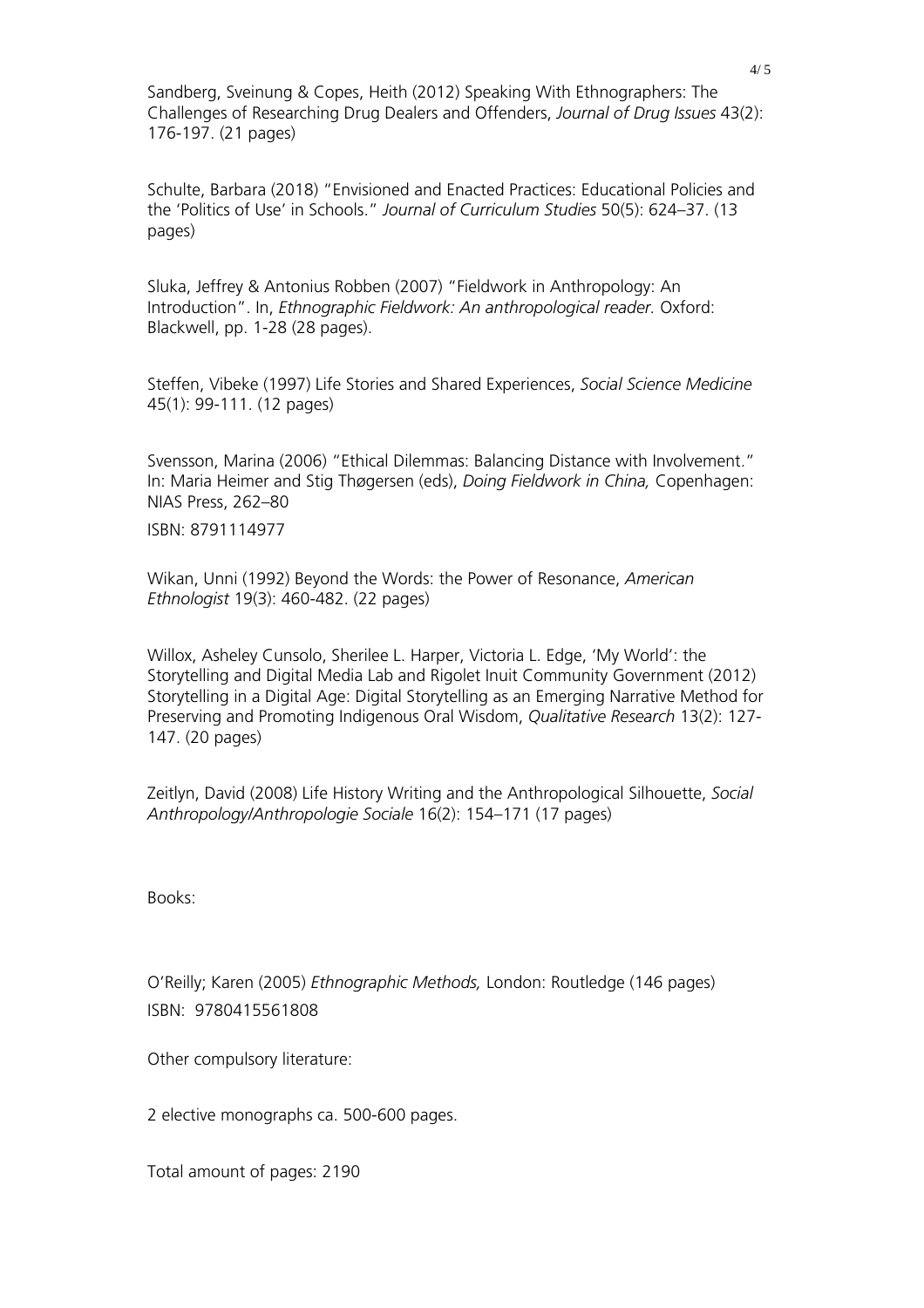Sandberg, Sveinung & Copes, Heith (2012) Speaking With Ethnographers: The Challenges of Researching Drug Dealers and Offenders, *Journal of Drug Issues* 43(2): 176-197. (21 pages)

Schulte, Barbara (2018) "Envisioned and Enacted Practices: Educational Policies and the 'Politics of Use' in Schools." *Journal of Curriculum Studies* 50(5): 624–37. (13 pages)

Sluka, Jeffrey & Antonius Robben (2007) "Fieldwork in Anthropology: An Introduction". In, *Ethnographic Fieldwork: An anthropological reader.* Oxford: Blackwell, pp. 1-28 (28 pages).

Steffen, Vibeke (1997) Life Stories and Shared Experiences, *Social Science Medicine* 45(1): 99-111. (12 pages)

Svensson, Marina (2006) "Ethical Dilemmas: Balancing Distance with Involvement." In: Maria Heimer and Stig Thøgersen (eds), *Doing Fieldwork in China,* Copenhagen: NIAS Press, 262–80

ISBN: 8791114977

Wikan, Unni (1992) Beyond the Words: the Power of Resonance, *American Ethnologist* 19(3): 460-482. (22 pages)

Willox, Asheley Cunsolo, Sherilee L. Harper, Victoria L. Edge, 'My World': the Storytelling and Digital Media Lab and Rigolet Inuit Community Government (2012) Storytelling in a Digital Age: Digital Storytelling as an Emerging Narrative Method for Preserving and Promoting Indigenous Oral Wisdom, *Qualitative Research* 13(2): 127-147. (20 pages)

Zeitlyn, David (2008) Life History Writing and the Anthropological Silhouette, *Social Anthropology/Anthropologie Sociale* 16(2): 154–171 (17 pages)

Books:

O'Reilly; Karen (2005) *Ethnographic Methods,* London: Routledge (146 pages)
ISBN: 9780415561808

Other compulsory literature:

2 elective monographs ca. 500-600 pages.

Total amount of pages: 2190